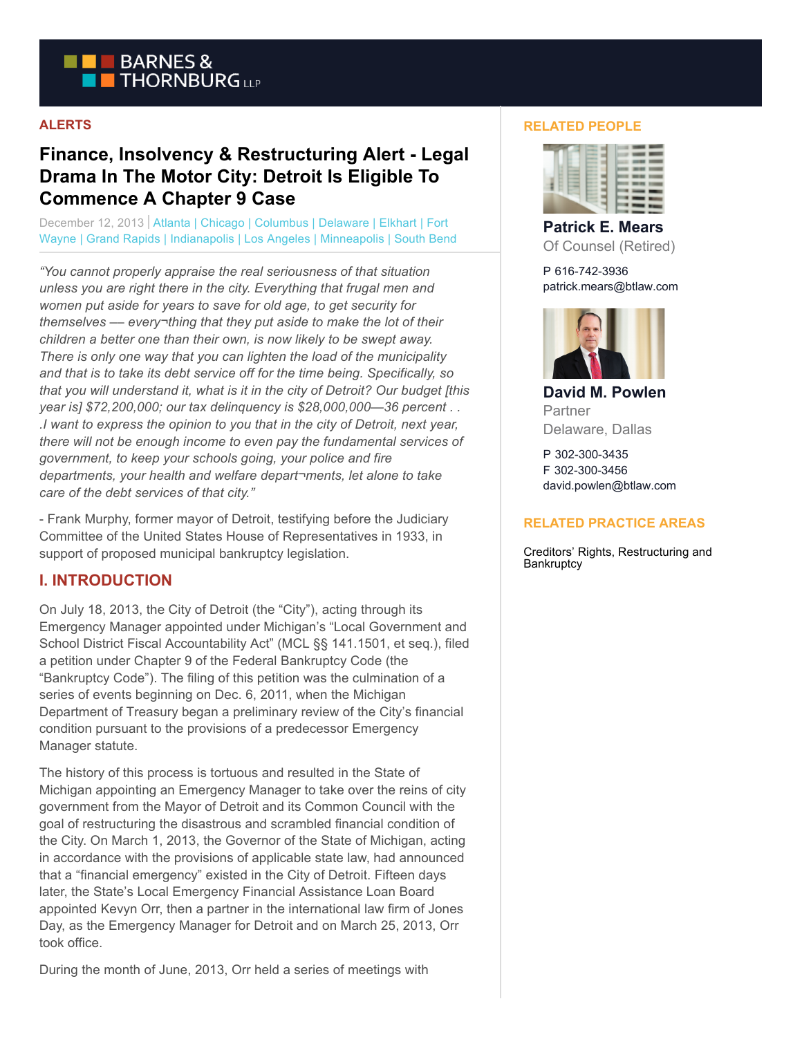# Finance, Insolvency & Restructuring Alert - Legal Drama In The Motor City: Detroit Is Eligible To Commence A Chapter 9 Case

ALERTS

December 12, 2013 | Atlanta | Chicago | Columbus | Delaware | Elkhart | Fort Wayne | Grand Rapids | Indianapolis | Los Angeles | Minneapolis | South Bend

*"You cannot properly appraise the real seriousness of that situation unless you are right there in the city. Everything that frugal men and women put aside for years to save for old age, to get security for themselves — every¬thing that they put aside to make the lot of their children a better one than their own, is now likely to be swept away. There is only one way that you can lighten the load of the municipality and that is to take its debt service off for the time being. Specifically, so that you will understand it, what is it in the city of Detroit? Our budget [this year is] $72,200,000; our tax delinquency is $28,000,000—36 percent . . .I want to express the opinion to you that in the city of Detroit, next year, there will not be enough income to even pay the fundamental services of government, to keep your schools going, your police and fire departments, your health and welfare depart¬ments, let alone to take care of the debt services of that city."*

- Frank Murphy, former mayor of Detroit, testifying before the Judiciary Committee of the United States House of Representatives in 1933, in support of proposed municipal bankruptcy legislation.

## I. INTRODUCTION

On July 18, 2013, the City of Detroit (the "City"), acting through its Emergency Manager appointed under Michigan's "Local Government and School District Fiscal Accountability Act" (MCL §§ 141.1501, et seq.), filed a petition under Chapter 9 of the Federal Bankruptcy Code (the "Bankruptcy Code"). The filing of this petition was the culmination of a series of events beginning on Dec. 6, 2011, when the Michigan Department of Treasury began a preliminary review of the City's financial condition pursuant to the provisions of a predecessor Emergency Manager statute.

The history of this process is tortuous and resulted in the State of Michigan appointing an Emergency Manager to take over the reins of city government from the Mayor of Detroit and its Common Council with the goal of restructuring the disastrous and scrambled financial condition of the City. On March 1, 2013, the Governor of the State of Michigan, acting in accordance with the provisions of applicable state law, had announced that a "financial emergency" existed in the City of Detroit. Fifteen days later, the State's Local Emergency Financial Assistance Loan Board appointed Kevyn Orr, then a partner in the international law firm of Jones Day, as the Emergency Manager for Detroit and on March 25, 2013, Orr took office.

During the month of June, 2013, Orr held a series of meetings with

## RELATED PEOPLE

**Patrick E. Mears**
Of Counsel (Retired)

P 616-742-3936
patrick.mears@btlaw.com

**David M. Powlen**
Partner
Delaware, Dallas

P 302-300-3435
F 302-300-3456
david.powlen@btlaw.com

## RELATED PRACTICE AREAS

Creditors' Rights, Restructuring and Bankruptcy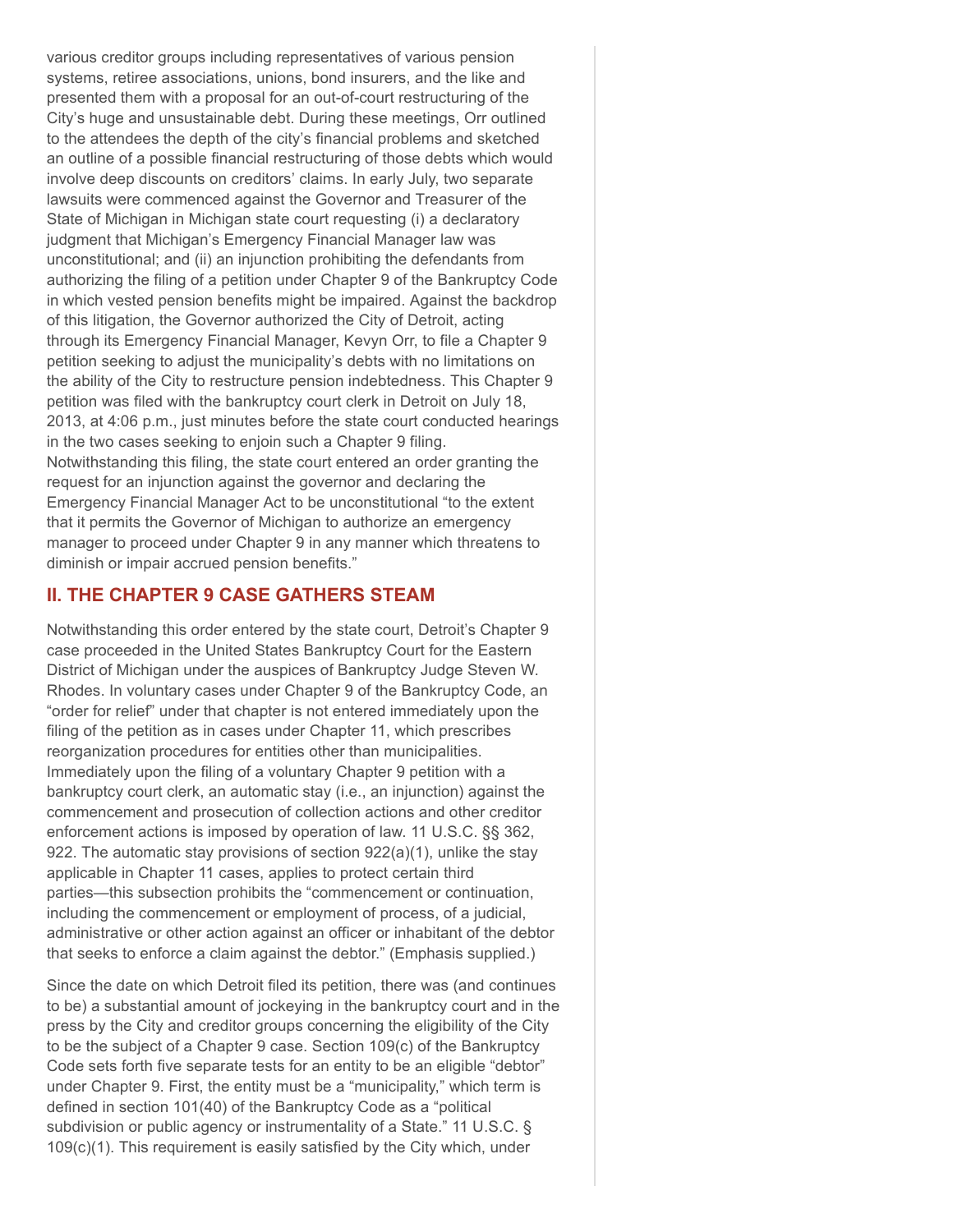various creditor groups including representatives of various pension systems, retiree associations, unions, bond insurers, and the like and presented them with a proposal for an out-of-court restructuring of the City's huge and unsustainable debt. During these meetings, Orr outlined to the attendees the depth of the city's financial problems and sketched an outline of a possible financial restructuring of those debts which would involve deep discounts on creditors' claims. In early July, two separate lawsuits were commenced against the Governor and Treasurer of the State of Michigan in Michigan state court requesting (i) a declaratory judgment that Michigan's Emergency Financial Manager law was unconstitutional; and (ii) an injunction prohibiting the defendants from authorizing the filing of a petition under Chapter 9 of the Bankruptcy Code in which vested pension benefits might be impaired. Against the backdrop of this litigation, the Governor authorized the City of Detroit, acting through its Emergency Financial Manager, Kevyn Orr, to file a Chapter 9 petition seeking to adjust the municipality's debts with no limitations on the ability of the City to restructure pension indebtedness. This Chapter 9 petition was filed with the bankruptcy court clerk in Detroit on July 18, 2013, at 4:06 p.m., just minutes before the state court conducted hearings in the two cases seeking to enjoin such a Chapter 9 filing. Notwithstanding this filing, the state court entered an order granting the request for an injunction against the governor and declaring the Emergency Financial Manager Act to be unconstitutional "to the extent that it permits the Governor of Michigan to authorize an emergency manager to proceed under Chapter 9 in any manner which threatens to diminish or impair accrued pension benefits."

## II. THE CHAPTER 9 CASE GATHERS STEAM

Notwithstanding this order entered by the state court, Detroit's Chapter 9 case proceeded in the United States Bankruptcy Court for the Eastern District of Michigan under the auspices of Bankruptcy Judge Steven W. Rhodes. In voluntary cases under Chapter 9 of the Bankruptcy Code, an "order for relief" under that chapter is not entered immediately upon the filing of the petition as in cases under Chapter 11, which prescribes reorganization procedures for entities other than municipalities. Immediately upon the filing of a voluntary Chapter 9 petition with a bankruptcy court clerk, an automatic stay (i.e., an injunction) against the commencement and prosecution of collection actions and other creditor enforcement actions is imposed by operation of law. 11 U.S.C. §§ 362, 922. The automatic stay provisions of section 922(a)(1), unlike the stay applicable in Chapter 11 cases, applies to protect certain third parties—this subsection prohibits the "commencement or continuation, including the commencement or employment of process, of a judicial, administrative or other action against an officer or inhabitant of the debtor that seeks to enforce a claim against the debtor." (Emphasis supplied.)

Since the date on which Detroit filed its petition, there was (and continues to be) a substantial amount of jockeying in the bankruptcy court and in the press by the City and creditor groups concerning the eligibility of the City to be the subject of a Chapter 9 case. Section 109(c) of the Bankruptcy Code sets forth five separate tests for an entity to be an eligible "debtor" under Chapter 9. First, the entity must be a "municipality," which term is defined in section 101(40) of the Bankruptcy Code as a "political subdivision or public agency or instrumentality of a State." 11 U.S.C. § 109(c)(1). This requirement is easily satisfied by the City which, under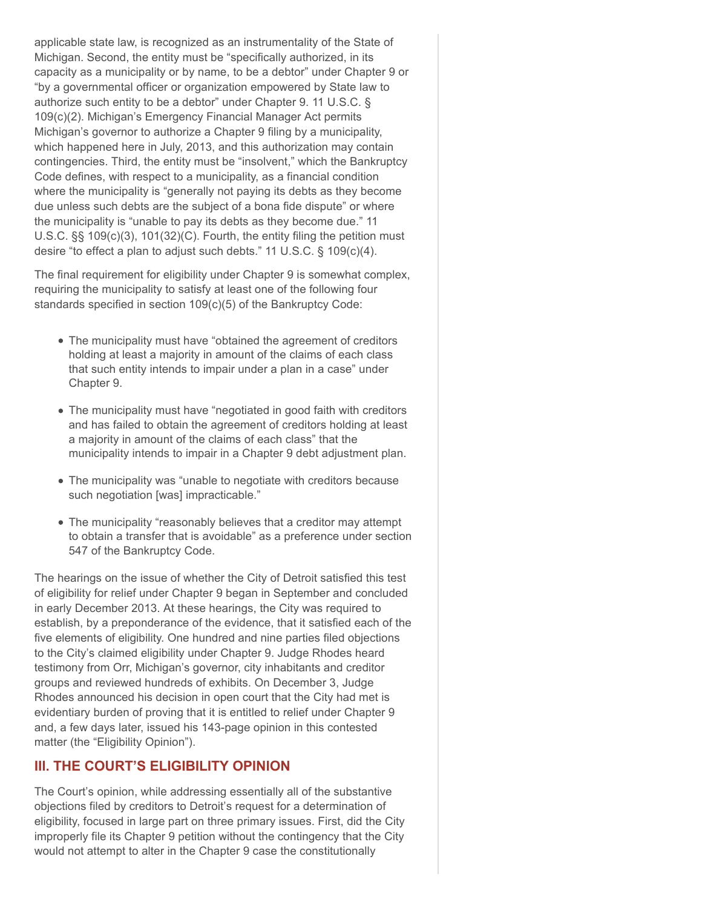applicable state law, is recognized as an instrumentality of the State of Michigan. Second, the entity must be "specifically authorized, in its capacity as a municipality or by name, to be a debtor" under Chapter 9 or "by a governmental officer or organization empowered by State law to authorize such entity to be a debtor" under Chapter 9. 11 U.S.C. § 109(c)(2). Michigan's Emergency Financial Manager Act permits Michigan's governor to authorize a Chapter 9 filing by a municipality, which happened here in July, 2013, and this authorization may contain contingencies. Third, the entity must be "insolvent," which the Bankruptcy Code defines, with respect to a municipality, as a financial condition where the municipality is "generally not paying its debts as they become due unless such debts are the subject of a bona fide dispute" or where the municipality is "unable to pay its debts as they become due." 11 U.S.C. §§ 109(c)(3), 101(32)(C). Fourth, the entity filing the petition must desire "to effect a plan to adjust such debts." 11 U.S.C. § 109(c)(4).

The final requirement for eligibility under Chapter 9 is somewhat complex, requiring the municipality to satisfy at least one of the following four standards specified in section 109(c)(5) of the Bankruptcy Code:

- The municipality must have "obtained the agreement of creditors holding at least a majority in amount of the claims of each class that such entity intends to impair under a plan in a case" under Chapter 9.
- The municipality must have "negotiated in good faith with creditors and has failed to obtain the agreement of creditors holding at least a majority in amount of the claims of each class" that the municipality intends to impair in a Chapter 9 debt adjustment plan.
- The municipality was "unable to negotiate with creditors because such negotiation [was] impracticable."
- The municipality "reasonably believes that a creditor may attempt to obtain a transfer that is avoidable" as a preference under section 547 of the Bankruptcy Code.

The hearings on the issue of whether the City of Detroit satisfied this test of eligibility for relief under Chapter 9 began in September and concluded in early December 2013. At these hearings, the City was required to establish, by a preponderance of the evidence, that it satisfied each of the five elements of eligibility. One hundred and nine parties filed objections to the City's claimed eligibility under Chapter 9. Judge Rhodes heard testimony from Orr, Michigan's governor, city inhabitants and creditor groups and reviewed hundreds of exhibits. On December 3, Judge Rhodes announced his decision in open court that the City had met is evidentiary burden of proving that it is entitled to relief under Chapter 9 and, a few days later, issued his 143-page opinion in this contested matter (the "Eligibility Opinion").

## III. THE COURT'S ELIGIBILITY OPINION

The Court's opinion, while addressing essentially all of the substantive objections filed by creditors to Detroit's request for a determination of eligibility, focused in large part on three primary issues. First, did the City improperly file its Chapter 9 petition without the contingency that the City would not attempt to alter in the Chapter 9 case the constitutionally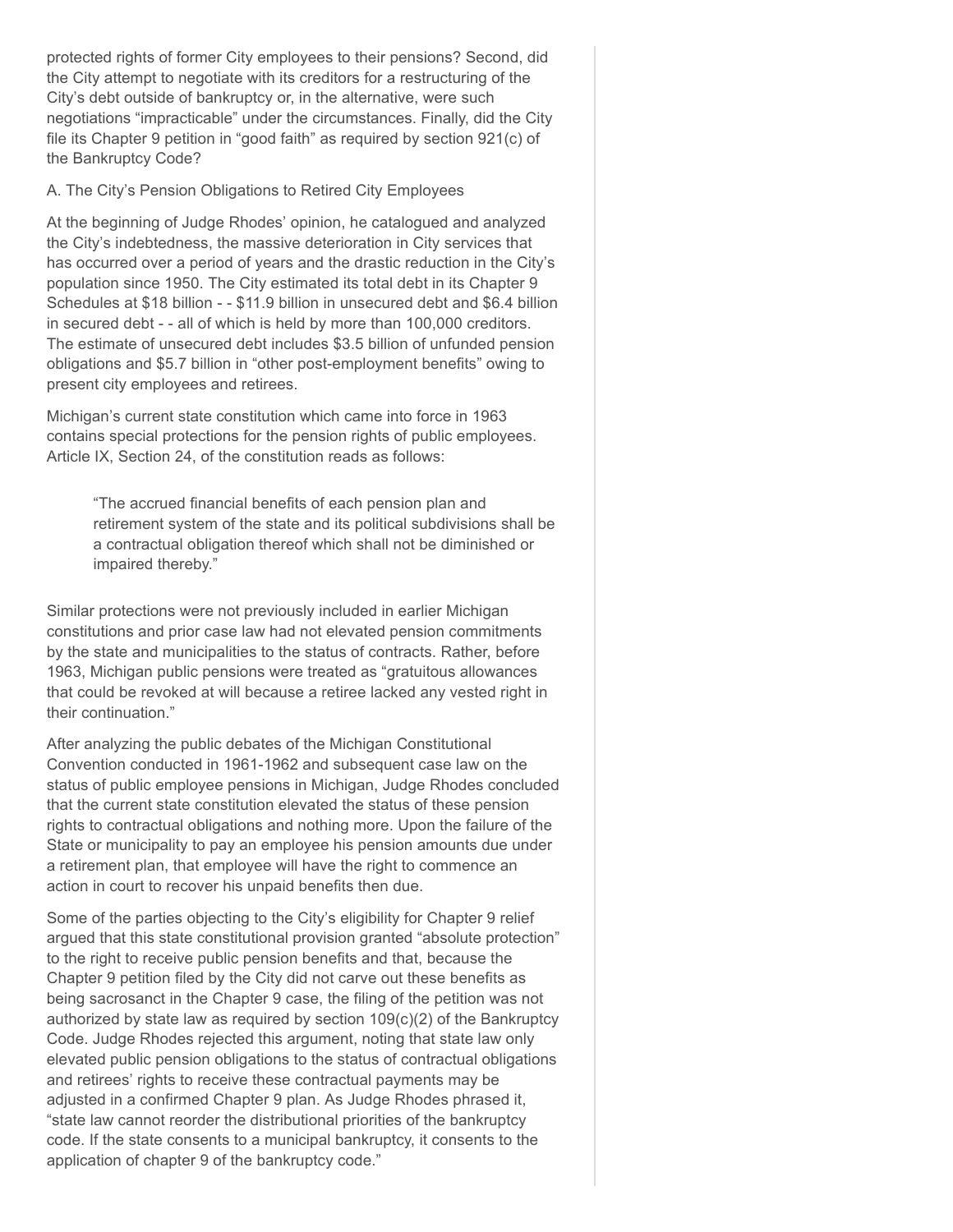protected rights of former City employees to their pensions? Second, did the City attempt to negotiate with its creditors for a restructuring of the City's debt outside of bankruptcy or, in the alternative, were such negotiations "impracticable" under the circumstances. Finally, did the City file its Chapter 9 petition in "good faith" as required by section 921(c) of the Bankruptcy Code?

### A. The City's Pension Obligations to Retired City Employees

At the beginning of Judge Rhodes' opinion, he catalogued and analyzed the City's indebtedness, the massive deterioration in City services that has occurred over a period of years and the drastic reduction in the City's population since 1950. The City estimated its total debt in its Chapter 9 Schedules at $18 billion - - $11.9 billion in unsecured debt and $6.4 billion in secured debt - - all of which is held by more than 100,000 creditors. The estimate of unsecured debt includes $3.5 billion of unfunded pension obligations and $5.7 billion in "other post-employment benefits" owing to present city employees and retirees.

Michigan's current state constitution which came into force in 1963 contains special protections for the pension rights of public employees. Article IX, Section 24, of the constitution reads as follows:

> "The accrued financial benefits of each pension plan and retirement system of the state and its political subdivisions shall be a contractual obligation thereof which shall not be diminished or impaired thereby."

Similar protections were not previously included in earlier Michigan constitutions and prior case law had not elevated pension commitments by the state and municipalities to the status of contracts. Rather, before 1963, Michigan public pensions were treated as "gratuitous allowances that could be revoked at will because a retiree lacked any vested right in their continuation."

After analyzing the public debates of the Michigan Constitutional Convention conducted in 1961-1962 and subsequent case law on the status of public employee pensions in Michigan, Judge Rhodes concluded that the current state constitution elevated the status of these pension rights to contractual obligations and nothing more. Upon the failure of the State or municipality to pay an employee his pension amounts due under a retirement plan, that employee will have the right to commence an action in court to recover his unpaid benefits then due.

Some of the parties objecting to the City's eligibility for Chapter 9 relief argued that this state constitutional provision granted "absolute protection" to the right to receive public pension benefits and that, because the Chapter 9 petition filed by the City did not carve out these benefits as being sacrosanct in the Chapter 9 case, the filing of the petition was not authorized by state law as required by section 109(c)(2) of the Bankruptcy Code. Judge Rhodes rejected this argument, noting that state law only elevated public pension obligations to the status of contractual obligations and retirees' rights to receive these contractual payments may be adjusted in a confirmed Chapter 9 plan. As Judge Rhodes phrased it, "state law cannot reorder the distributional priorities of the bankruptcy code. If the state consents to a municipal bankruptcy, it consents to the application of chapter 9 of the bankruptcy code."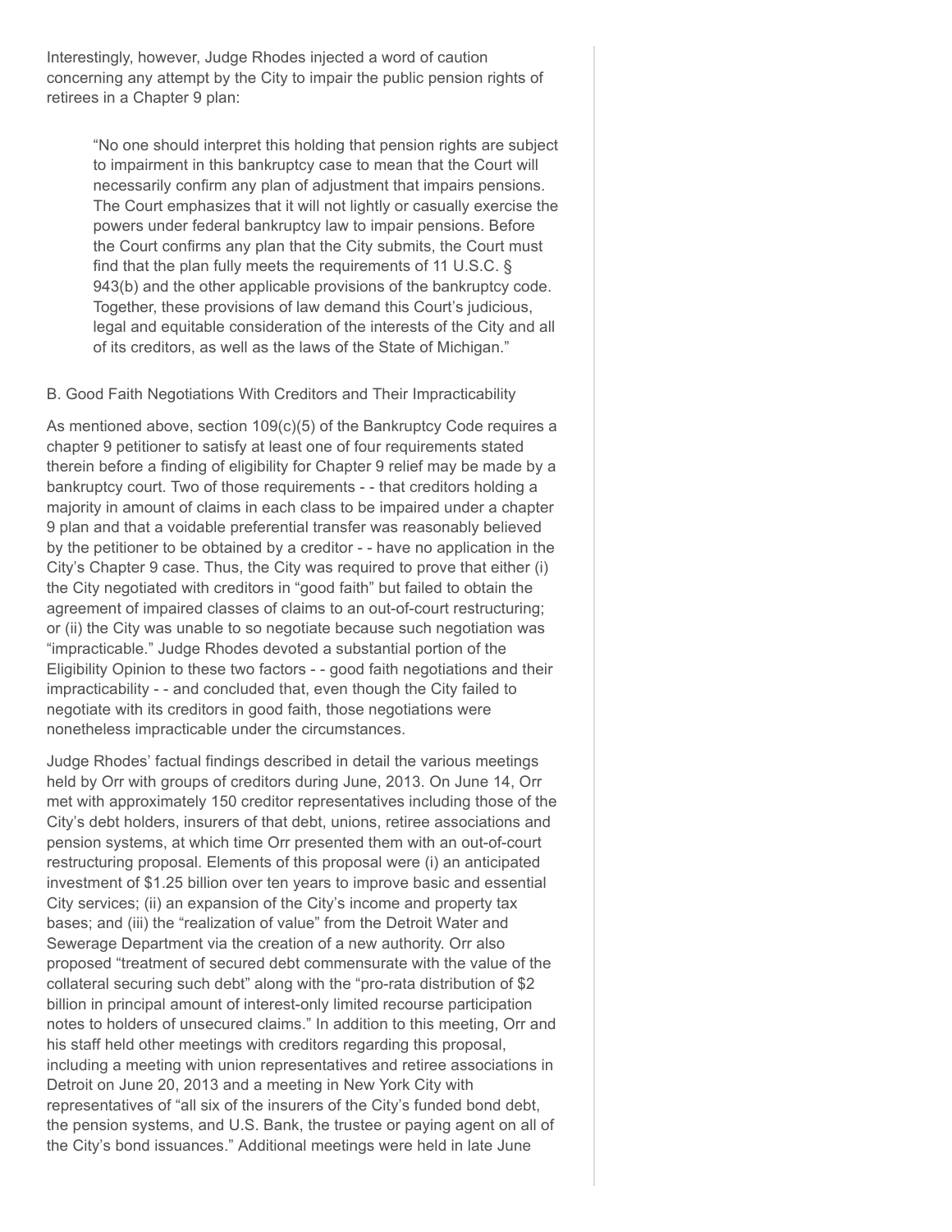Interestingly, however, Judge Rhodes injected a word of caution concerning any attempt by the City to impair the public pension rights of retirees in a Chapter 9 plan:

> "No one should interpret this holding that pension rights are subject to impairment in this bankruptcy case to mean that the Court will necessarily confirm any plan of adjustment that impairs pensions. The Court emphasizes that it will not lightly or casually exercise the powers under federal bankruptcy law to impair pensions. Before the Court confirms any plan that the City submits, the Court must find that the plan fully meets the requirements of 11 U.S.C. § 943(b) and the other applicable provisions of the bankruptcy code. Together, these provisions of law demand this Court's judicious, legal and equitable consideration of the interests of the City and all of its creditors, as well as the laws of the State of Michigan."

B. Good Faith Negotiations With Creditors and Their Impracticability

As mentioned above, section 109(c)(5) of the Bankruptcy Code requires a chapter 9 petitioner to satisfy at least one of four requirements stated therein before a finding of eligibility for Chapter 9 relief may be made by a bankruptcy court. Two of those requirements - - that creditors holding a majority in amount of claims in each class to be impaired under a chapter 9 plan and that a voidable preferential transfer was reasonably believed by the petitioner to be obtained by a creditor - - have no application in the City's Chapter 9 case. Thus, the City was required to prove that either (i) the City negotiated with creditors in "good faith" but failed to obtain the agreement of impaired classes of claims to an out-of-court restructuring; or (ii) the City was unable to so negotiate because such negotiation was "impracticable." Judge Rhodes devoted a substantial portion of the Eligibility Opinion to these two factors - - good faith negotiations and their impracticability - - and concluded that, even though the City failed to negotiate with its creditors in good faith, those negotiations were nonetheless impracticable under the circumstances.

Judge Rhodes' factual findings described in detail the various meetings held by Orr with groups of creditors during June, 2013. On June 14, Orr met with approximately 150 creditor representatives including those of the City's debt holders, insurers of that debt, unions, retiree associations and pension systems, at which time Orr presented them with an out-of-court restructuring proposal. Elements of this proposal were (i) an anticipated investment of $1.25 billion over ten years to improve basic and essential City services; (ii) an expansion of the City's income and property tax bases; and (iii) the "realization of value" from the Detroit Water and Sewerage Department via the creation of a new authority. Orr also proposed "treatment of secured debt commensurate with the value of the collateral securing such debt" along with the "pro-rata distribution of $2 billion in principal amount of interest-only limited recourse participation notes to holders of unsecured claims." In addition to this meeting, Orr and his staff held other meetings with creditors regarding this proposal, including a meeting with union representatives and retiree associations in Detroit on June 20, 2013 and a meeting in New York City with representatives of "all six of the insurers of the City's funded bond debt, the pension systems, and U.S. Bank, the trustee or paying agent on all of the City's bond issuances." Additional meetings were held in late June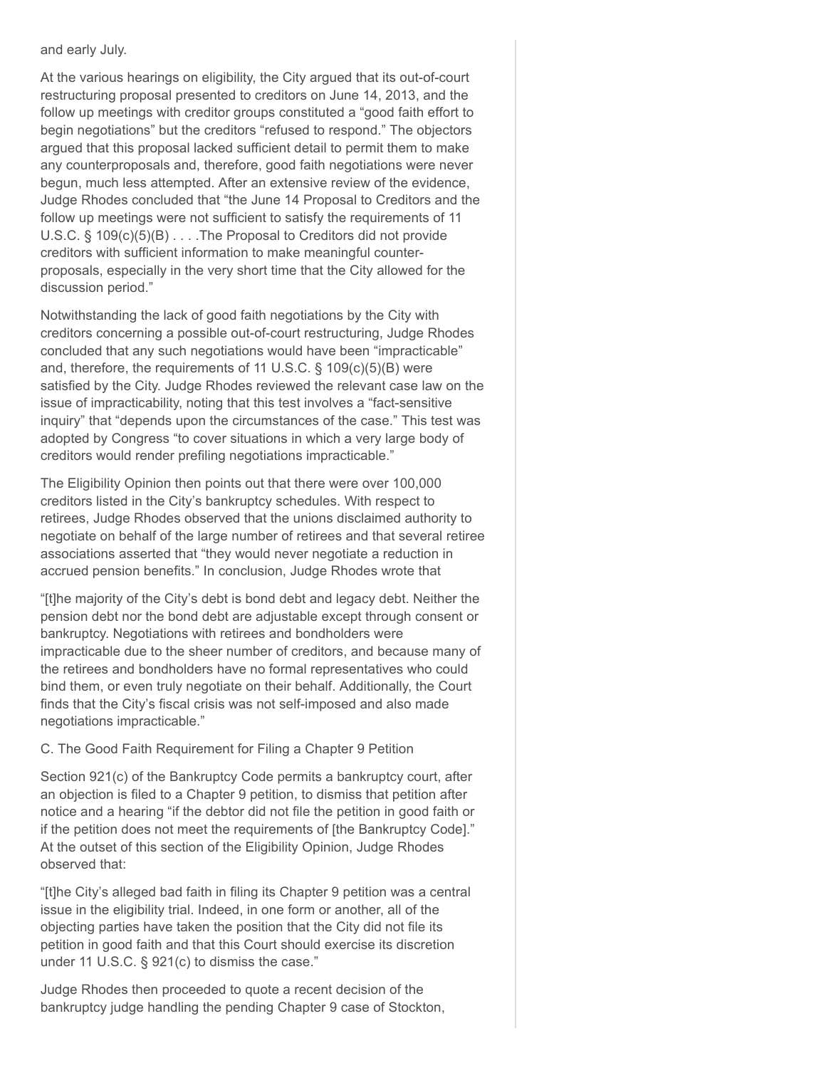and early July.

At the various hearings on eligibility, the City argued that its out-of-court restructuring proposal presented to creditors on June 14, 2013, and the follow up meetings with creditor groups constituted a "good faith effort to begin negotiations" but the creditors "refused to respond." The objectors argued that this proposal lacked sufficient detail to permit them to make any counterproposals and, therefore, good faith negotiations were never begun, much less attempted. After an extensive review of the evidence, Judge Rhodes concluded that "the June 14 Proposal to Creditors and the follow up meetings were not sufficient to satisfy the requirements of 11 U.S.C. § 109(c)(5)(B) . . . .The Proposal to Creditors did not provide creditors with sufficient information to make meaningful counter-proposals, especially in the very short time that the City allowed for the discussion period."

Notwithstanding the lack of good faith negotiations by the City with creditors concerning a possible out-of-court restructuring, Judge Rhodes concluded that any such negotiations would have been "impracticable" and, therefore, the requirements of 11 U.S.C. § 109(c)(5)(B) were satisfied by the City. Judge Rhodes reviewed the relevant case law on the issue of impracticability, noting that this test involves a "fact-sensitive inquiry" that "depends upon the circumstances of the case." This test was adopted by Congress "to cover situations in which a very large body of creditors would render prefiling negotiations impracticable."

The Eligibility Opinion then points out that there were over 100,000 creditors listed in the City's bankruptcy schedules. With respect to retirees, Judge Rhodes observed that the unions disclaimed authority to negotiate on behalf of the large number of retirees and that several retiree associations asserted that "they would never negotiate a reduction in accrued pension benefits." In conclusion, Judge Rhodes wrote that

"[t]he majority of the City's debt is bond debt and legacy debt. Neither the pension debt nor the bond debt are adjustable except through consent or bankruptcy. Negotiations with retirees and bondholders were impracticable due to the sheer number of creditors, and because many of the retirees and bondholders have no formal representatives who could bind them, or even truly negotiate on their behalf. Additionally, the Court finds that the City's fiscal crisis was not self-imposed and also made negotiations impracticable."

C. The Good Faith Requirement for Filing a Chapter 9 Petition

Section 921(c) of the Bankruptcy Code permits a bankruptcy court, after an objection is filed to a Chapter 9 petition, to dismiss that petition after notice and a hearing "if the debtor did not file the petition in good faith or if the petition does not meet the requirements of [the Bankruptcy Code]." At the outset of this section of the Eligibility Opinion, Judge Rhodes observed that:

"[t]he City's alleged bad faith in filing its Chapter 9 petition was a central issue in the eligibility trial. Indeed, in one form or another, all of the objecting parties have taken the position that the City did not file its petition in good faith and that this Court should exercise its discretion under 11 U.S.C. § 921(c) to dismiss the case."

Judge Rhodes then proceeded to quote a recent decision of the bankruptcy judge handling the pending Chapter 9 case of Stockton,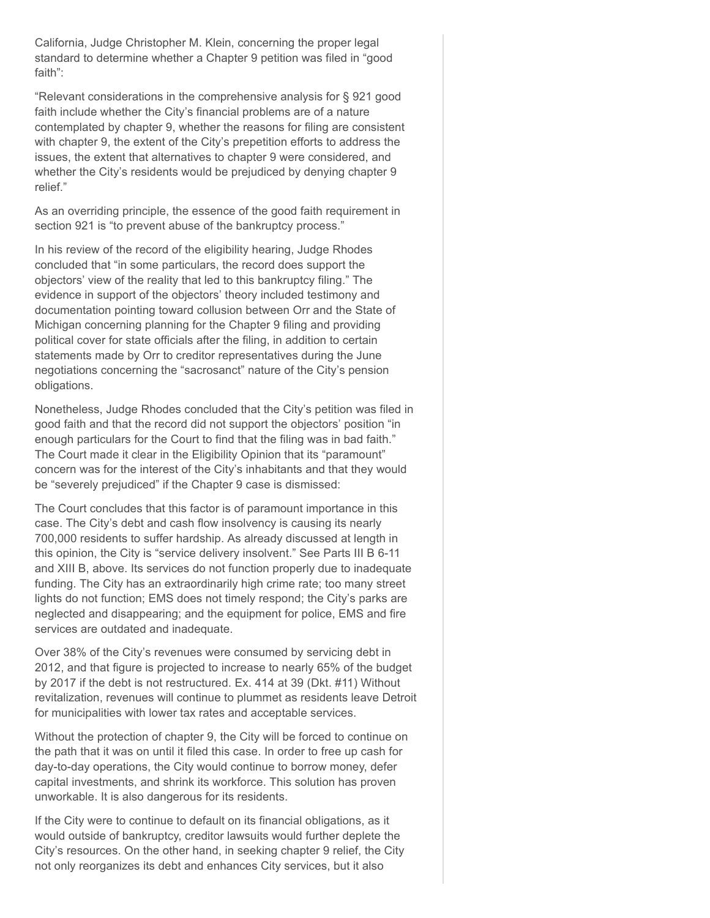California, Judge Christopher M. Klein, concerning the proper legal standard to determine whether a Chapter 9 petition was filed in "good faith":

"Relevant considerations in the comprehensive analysis for § 921 good faith include whether the City's financial problems are of a nature contemplated by chapter 9, whether the reasons for filing are consistent with chapter 9, the extent of the City's prepetition efforts to address the issues, the extent that alternatives to chapter 9 were considered, and whether the City's residents would be prejudiced by denying chapter 9 relief."

As an overriding principle, the essence of the good faith requirement in section 921 is "to prevent abuse of the bankruptcy process."

In his review of the record of the eligibility hearing, Judge Rhodes concluded that "in some particulars, the record does support the objectors' view of the reality that led to this bankruptcy filing." The evidence in support of the objectors' theory included testimony and documentation pointing toward collusion between Orr and the State of Michigan concerning planning for the Chapter 9 filing and providing political cover for state officials after the filing, in addition to certain statements made by Orr to creditor representatives during the June negotiations concerning the "sacrosanct" nature of the City's pension obligations.

Nonetheless, Judge Rhodes concluded that the City's petition was filed in good faith and that the record did not support the objectors' position "in enough particulars for the Court to find that the filing was in bad faith." The Court made it clear in the Eligibility Opinion that its "paramount" concern was for the interest of the City's inhabitants and that they would be "severely prejudiced" if the Chapter 9 case is dismissed:

The Court concludes that this factor is of paramount importance in this case. The City's debt and cash flow insolvency is causing its nearly 700,000 residents to suffer hardship. As already discussed at length in this opinion, the City is "service delivery insolvent." See Parts III B 6-11 and XIII B, above. Its services do not function properly due to inadequate funding. The City has an extraordinarily high crime rate; too many street lights do not function; EMS does not timely respond; the City's parks are neglected and disappearing; and the equipment for police, EMS and fire services are outdated and inadequate.

Over 38% of the City's revenues were consumed by servicing debt in 2012, and that figure is projected to increase to nearly 65% of the budget by 2017 if the debt is not restructured. Ex. 414 at 39 (Dkt. #11) Without revitalization, revenues will continue to plummet as residents leave Detroit for municipalities with lower tax rates and acceptable services.

Without the protection of chapter 9, the City will be forced to continue on the path that it was on until it filed this case. In order to free up cash for day-to-day operations, the City would continue to borrow money, defer capital investments, and shrink its workforce. This solution has proven unworkable. It is also dangerous for its residents.

If the City were to continue to default on its financial obligations, as it would outside of bankruptcy, creditor lawsuits would further deplete the City's resources. On the other hand, in seeking chapter 9 relief, the City not only reorganizes its debt and enhances City services, but it also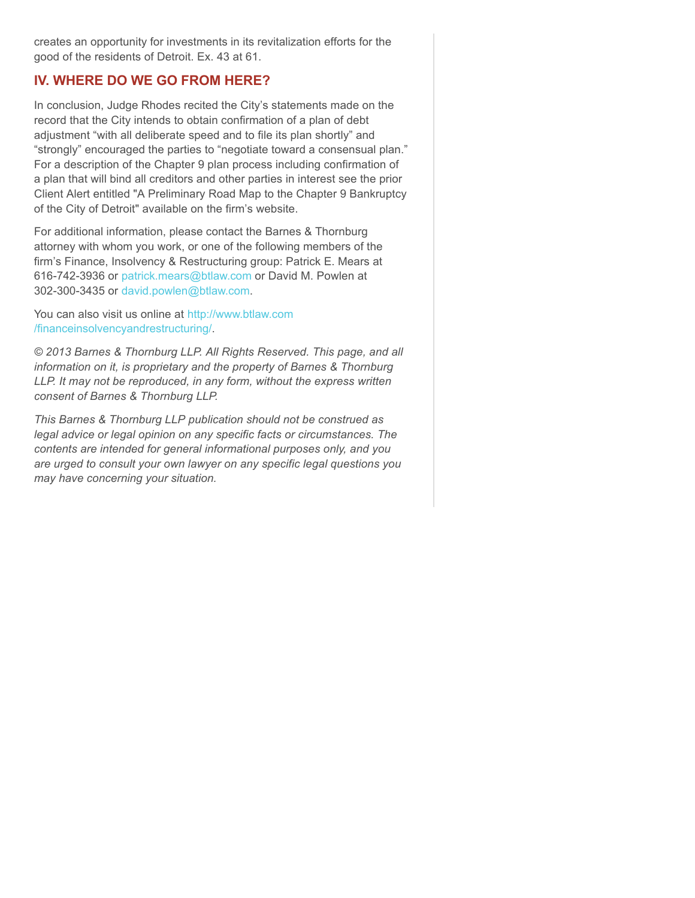creates an opportunity for investments in its revitalization efforts for the good of the residents of Detroit. Ex. 43 at 61.

## IV. WHERE DO WE GO FROM HERE?

In conclusion, Judge Rhodes recited the City's statements made on the record that the City intends to obtain confirmation of a plan of debt adjustment "with all deliberate speed and to file its plan shortly" and "strongly" encouraged the parties to "negotiate toward a consensual plan." For a description of the Chapter 9 plan process including confirmation of a plan that will bind all creditors and other parties in interest see the prior Client Alert entitled "A Preliminary Road Map to the Chapter 9 Bankruptcy of the City of Detroit" available on the firm's website.

For additional information, please contact the Barnes & Thornburg attorney with whom you work, or one of the following members of the firm's Finance, Insolvency & Restructuring group: Patrick E. Mears at 616-742-3936 or patrick.mears@btlaw.com or David M. Powlen at 302-300-3435 or david.powlen@btlaw.com.

You can also visit us online at http://www.btlaw.com/financeinsolvencyandrestructuring/.

*© 2013 Barnes & Thornburg LLP. All Rights Reserved. This page, and all information on it, is proprietary and the property of Barnes & Thornburg LLP. It may not be reproduced, in any form, without the express written consent of Barnes & Thornburg LLP.*

*This Barnes & Thornburg LLP publication should not be construed as legal advice or legal opinion on any specific facts or circumstances. The contents are intended for general informational purposes only, and you are urged to consult your own lawyer on any specific legal questions you may have concerning your situation.*